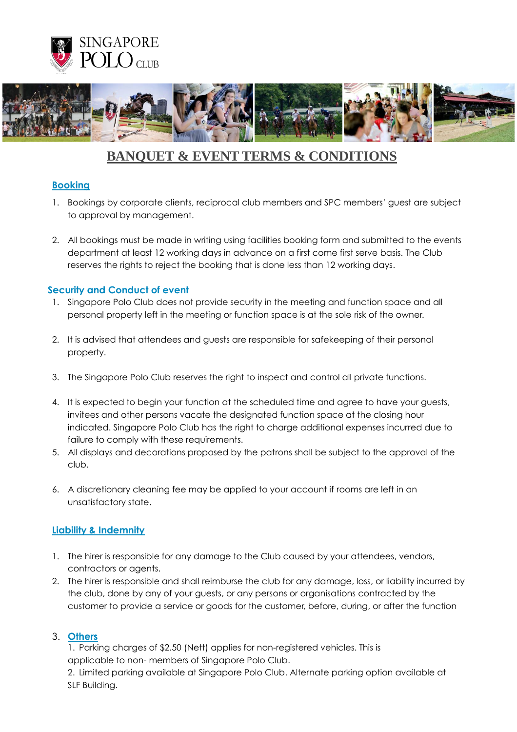SINGAPORE POLO CLUB

# BANQUET & EVENT TERMS & CONDITIONS

## Booking

1. Bookings by corporate clients, reciprocal club members and SPC members' guest are subject to approval by management.

2. All bookings must be made in writing using facilities booking form and submitted to the events department at least 12 working days in advance on a first come first serve basis. The Club reserves the rights to reject the booking that is done less than 12 working days.

## Security and Conduct of event

1. Singapore Polo Club does not provide security in the meeting and function space and all personal property left in the meeting or function space is at the sole risk of the owner.

2. It is advised that attendees and guests are responsible for safekeeping of their personal property.

3. The Singapore Polo Club reserves the right to inspect and control all private functions.

4. It is expected to begin your function at the scheduled time and agree to have your guests, invitees and other persons vacate the designated function space at the closing hour indicated. Singapore Polo Club has the right to charge additional expenses incurred due to failure to comply with these requirements.
5. All displays and decorations proposed by the patrons shall be subject to the approval of the club.

6. A discretionary cleaning fee may be applied to your account if rooms are left in an unsatisfactory state.

## Liability & Indemnity

1. The hirer is responsible for any damage to the Club caused by your attendees, vendors, contractors or agents.
2. The hirer is responsible and shall reimburse the club for any damage, loss, or liability incurred by the club, done by any of your guests, or any persons or organisations contracted by the customer to provide a service or goods for the customer, before, during, or after the function

3. **Others**
   1. Parking charges of $2.50 (Nett) applies for non-registered vehicles. This is applicable to non- members of Singapore Polo Club.
   2. Limited parking available at Singapore Polo Club. Alternate parking option available at SLF Building.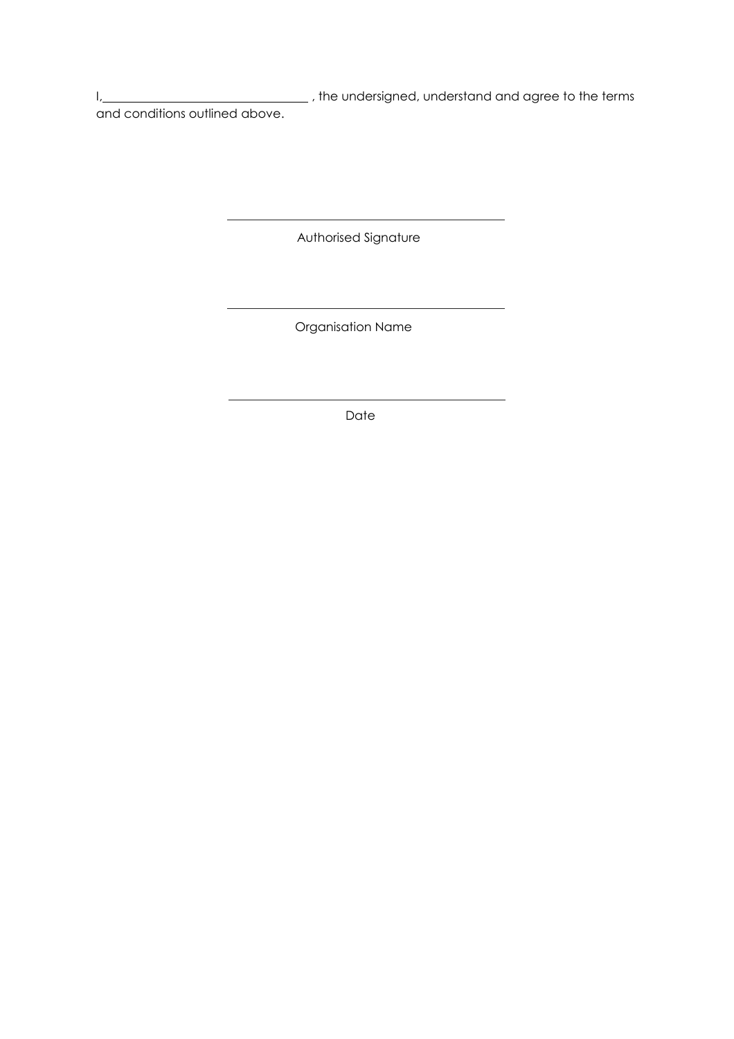I, \_\_\_\_\_\_\_\_\_\_\_\_\_\_\_\_\_\_\_\_\_\_\_\_\_\_\_\_\_\_\_\_ , the undersigned, understand and agree to the terms and conditions outlined above.

\_\_\_\_\_\_\_\_\_\_\_\_\_\_\_\_\_\_\_\_\_\_\_\_\_\_\_\_\_\_\_\_\_\_\_\_\_\_\_\_

Authorised Signature

\_\_\_\_\_\_\_\_\_\_\_\_\_\_\_\_\_\_\_\_\_\_\_\_\_\_\_\_\_\_\_\_\_\_\_\_\_\_\_\_

Organisation Name

\_\_\_\_\_\_\_\_\_\_\_\_\_\_\_\_\_\_\_\_\_\_\_\_\_\_\_\_\_\_\_\_\_\_\_\_\_\_\_\_

Date